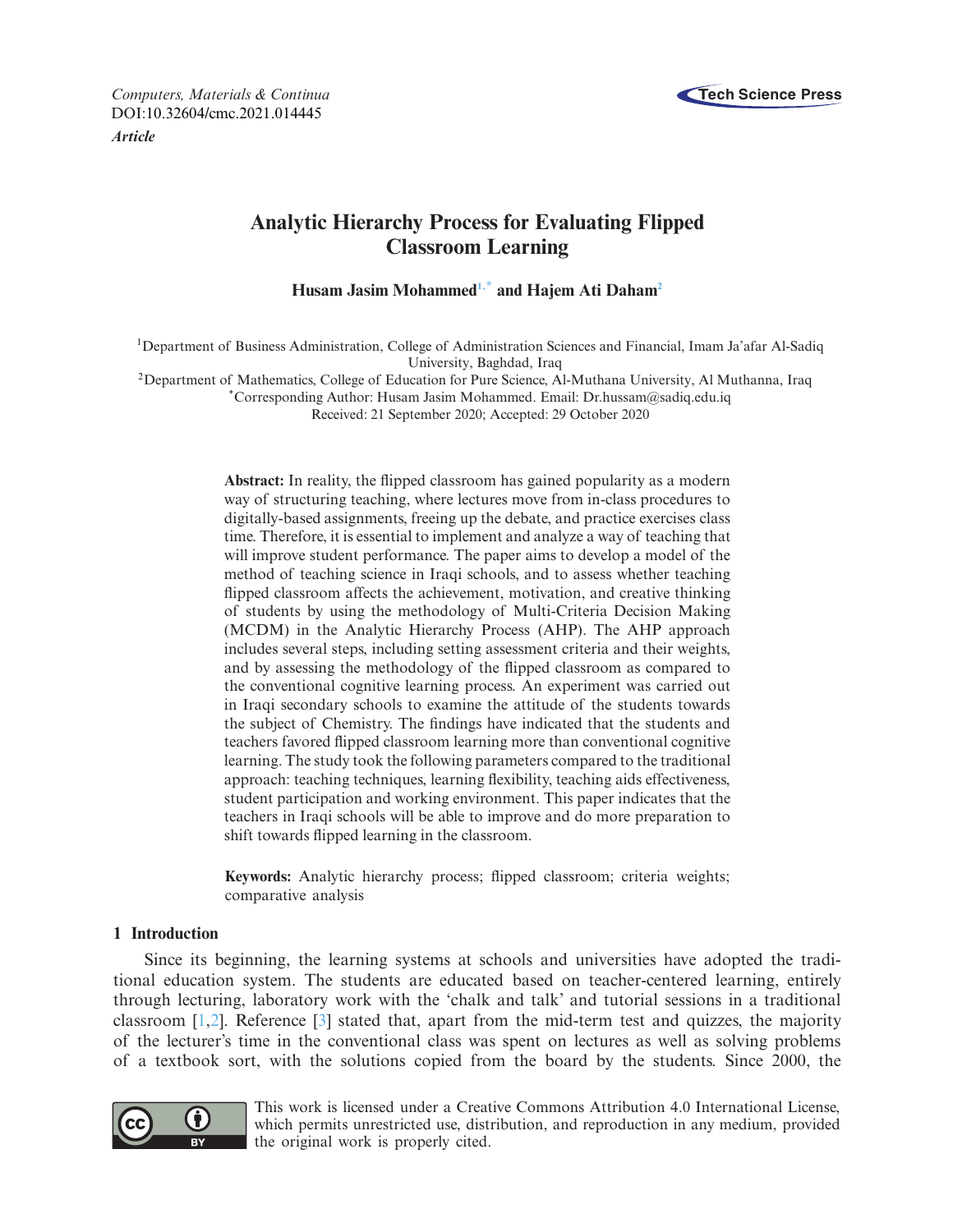Computers, Materials & Continua
DOI:10.32604/cmc.2021.014445
*Article*

# Analytic Hierarchy Process for Evaluating Flipped Classroom Learning

**Husam Jasim Mohammed[1,*] and Hajem Ati Daham[2]**

[1]Department of Business Administration, College of Administration Sciences and Financial, Imam Ja'afar Al-Sadiq University, Baghdad, Iraq
[2]Department of Mathematics, College of Education for Pure Science, Al-Muthana University, Al Muthanna, Iraq
[*]Corresponding Author: Husam Jasim Mohammed. Email: Dr.hussam@sadiq.edu.iq
Received: 21 September 2020; Accepted: 29 October 2020

**Abstract:** In reality, the flipped classroom has gained popularity as a modern way of structuring teaching, where lectures move from in-class procedures to digitally-based assignments, freeing up the debate, and practice exercises class time. Therefore, it is essential to implement and analyze a way of teaching that will improve student performance. The paper aims to develop a model of the method of teaching science in Iraqi schools, and to assess whether teaching flipped classroom affects the achievement, motivation, and creative thinking of students by using the methodology of Multi-Criteria Decision Making (MCDM) in the Analytic Hierarchy Process (AHP). The AHP approach includes several steps, including setting assessment criteria and their weights, and by assessing the methodology of the flipped classroom as compared to the conventional cognitive learning process. An experiment was carried out in Iraqi secondary schools to examine the attitude of the students towards the subject of Chemistry. The findings have indicated that the students and teachers favored flipped classroom learning more than conventional cognitive learning. The study took the following parameters compared to the traditional approach: teaching techniques, learning flexibility, teaching aids effectiveness, student participation and working environment. This paper indicates that the teachers in Iraqi schools will be able to improve and do more preparation to shift towards flipped learning in the classroom.

**Keywords:** Analytic hierarchy process; flipped classroom; criteria weights; comparative analysis

## 1 Introduction

Since its beginning, the learning systems at schools and universities have adopted the traditional education system. The students are educated based on teacher-centered learning, entirely through lecturing, laboratory work with the 'chalk and talk' and tutorial sessions in a traditional classroom [1,2]. Reference [3] stated that, apart from the mid-term test and quizzes, the majority of the lecturer's time in the conventional class was spent on lectures as well as solving problems of a textbook sort, with the solutions copied from the board by the students. Since 2000, the

This work is licensed under a Creative Commons Attribution 4.0 International License, which permits unrestricted use, distribution, and reproduction in any medium, provided the original work is properly cited.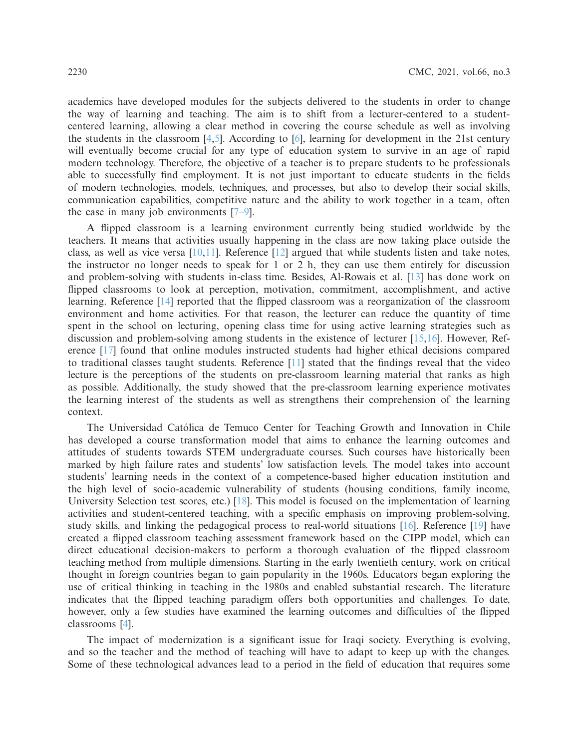academics have developed modules for the subjects delivered to the students in order to change the way of learning and teaching. The aim is to shift from a lecturer-centered to a student-centered learning, allowing a clear method in covering the course schedule as well as involving the students in the classroom [4,5]. According to [6], learning for development in the 21st century will eventually become crucial for any type of education system to survive in an age of rapid modern technology. Therefore, the objective of a teacher is to prepare students to be professionals able to successfully find employment. It is not just important to educate students in the fields of modern technologies, models, techniques, and processes, but also to develop their social skills, communication capabilities, competitive nature and the ability to work together in a team, often the case in many job environments [7–9].

A flipped classroom is a learning environment currently being studied worldwide by the teachers. It means that activities usually happening in the class are now taking place outside the class, as well as vice versa [10,11]. Reference [12] argued that while students listen and take notes, the instructor no longer needs to speak for 1 or 2 h, they can use them entirely for discussion and problem-solving with students in-class time. Besides, Al-Rowais et al. [13] has done work on flipped classrooms to look at perception, motivation, commitment, accomplishment, and active learning. Reference [14] reported that the flipped classroom was a reorganization of the classroom environment and home activities. For that reason, the lecturer can reduce the quantity of time spent in the school on lecturing, opening class time for using active learning strategies such as discussion and problem-solving among students in the existence of lecturer [15,16]. However, Reference [17] found that online modules instructed students had higher ethical decisions compared to traditional classes taught students. Reference [11] stated that the findings reveal that the video lecture is the perceptions of the students on pre-classroom learning material that ranks as high as possible. Additionally, the study showed that the pre-classroom learning experience motivates the learning interest of the students as well as strengthens their comprehension of the learning context.

The Universidad Católica de Temuco Center for Teaching Growth and Innovation in Chile has developed a course transformation model that aims to enhance the learning outcomes and attitudes of students towards STEM undergraduate courses. Such courses have historically been marked by high failure rates and students' low satisfaction levels. The model takes into account students' learning needs in the context of a competence-based higher education institution and the high level of socio-academic vulnerability of students (housing conditions, family income, University Selection test scores, etc.) [18]. This model is focused on the implementation of learning activities and student-centered teaching, with a specific emphasis on improving problem-solving, study skills, and linking the pedagogical process to real-world situations [16]. Reference [19] have created a flipped classroom teaching assessment framework based on the CIPP model, which can direct educational decision-makers to perform a thorough evaluation of the flipped classroom teaching method from multiple dimensions. Starting in the early twentieth century, work on critical thought in foreign countries began to gain popularity in the 1960s. Educators began exploring the use of critical thinking in teaching in the 1980s and enabled substantial research. The literature indicates that the flipped teaching paradigm offers both opportunities and challenges. To date, however, only a few studies have examined the learning outcomes and difficulties of the flipped classrooms [4].

The impact of modernization is a significant issue for Iraqi society. Everything is evolving, and so the teacher and the method of teaching will have to adapt to keep up with the changes. Some of these technological advances lead to a period in the field of education that requires some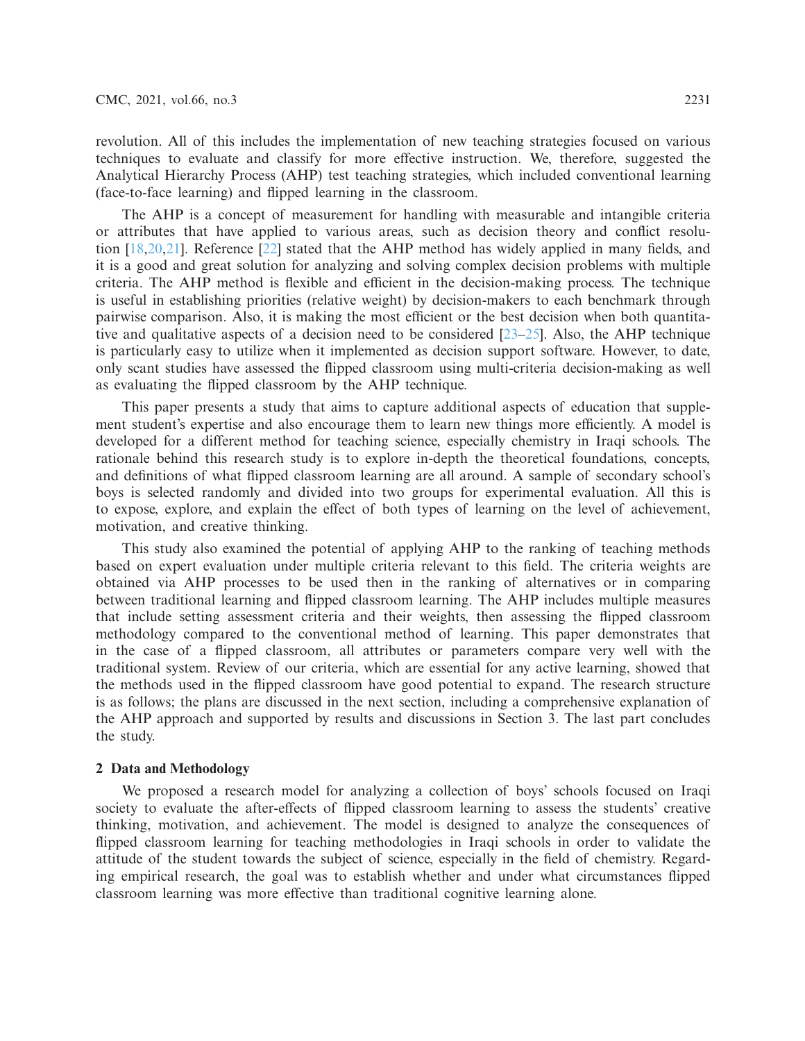revolution. All of this includes the implementation of new teaching strategies focused on various techniques to evaluate and classify for more effective instruction. We, therefore, suggested the Analytical Hierarchy Process (AHP) test teaching strategies, which included conventional learning (face-to-face learning) and flipped learning in the classroom.

The AHP is a concept of measurement for handling with measurable and intangible criteria or attributes that have applied to various areas, such as decision theory and conflict resolution [18,20,21]. Reference [22] stated that the AHP method has widely applied in many fields, and it is a good and great solution for analyzing and solving complex decision problems with multiple criteria. The AHP method is flexible and efficient in the decision-making process. The technique is useful in establishing priorities (relative weight) by decision-makers to each benchmark through pairwise comparison. Also, it is making the most efficient or the best decision when both quantitative and qualitative aspects of a decision need to be considered [23–25]. Also, the AHP technique is particularly easy to utilize when it implemented as decision support software. However, to date, only scant studies have assessed the flipped classroom using multi-criteria decision-making as well as evaluating the flipped classroom by the AHP technique.

This paper presents a study that aims to capture additional aspects of education that supplement student's expertise and also encourage them to learn new things more efficiently. A model is developed for a different method for teaching science, especially chemistry in Iraqi schools. The rationale behind this research study is to explore in-depth the theoretical foundations, concepts, and definitions of what flipped classroom learning are all around. A sample of secondary school's boys is selected randomly and divided into two groups for experimental evaluation. All this is to expose, explore, and explain the effect of both types of learning on the level of achievement, motivation, and creative thinking.

This study also examined the potential of applying AHP to the ranking of teaching methods based on expert evaluation under multiple criteria relevant to this field. The criteria weights are obtained via AHP processes to be used then in the ranking of alternatives or in comparing between traditional learning and flipped classroom learning. The AHP includes multiple measures that include setting assessment criteria and their weights, then assessing the flipped classroom methodology compared to the conventional method of learning. This paper demonstrates that in the case of a flipped classroom, all attributes or parameters compare very well with the traditional system. Review of our criteria, which are essential for any active learning, showed that the methods used in the flipped classroom have good potential to expand. The research structure is as follows; the plans are discussed in the next section, including a comprehensive explanation of the AHP approach and supported by results and discussions in Section 3. The last part concludes the study.

## 2 Data and Methodology

We proposed a research model for analyzing a collection of boys' schools focused on Iraqi society to evaluate the after-effects of flipped classroom learning to assess the students' creative thinking, motivation, and achievement. The model is designed to analyze the consequences of flipped classroom learning for teaching methodologies in Iraqi schools in order to validate the attitude of the student towards the subject of science, especially in the field of chemistry. Regarding empirical research, the goal was to establish whether and under what circumstances flipped classroom learning was more effective than traditional cognitive learning alone.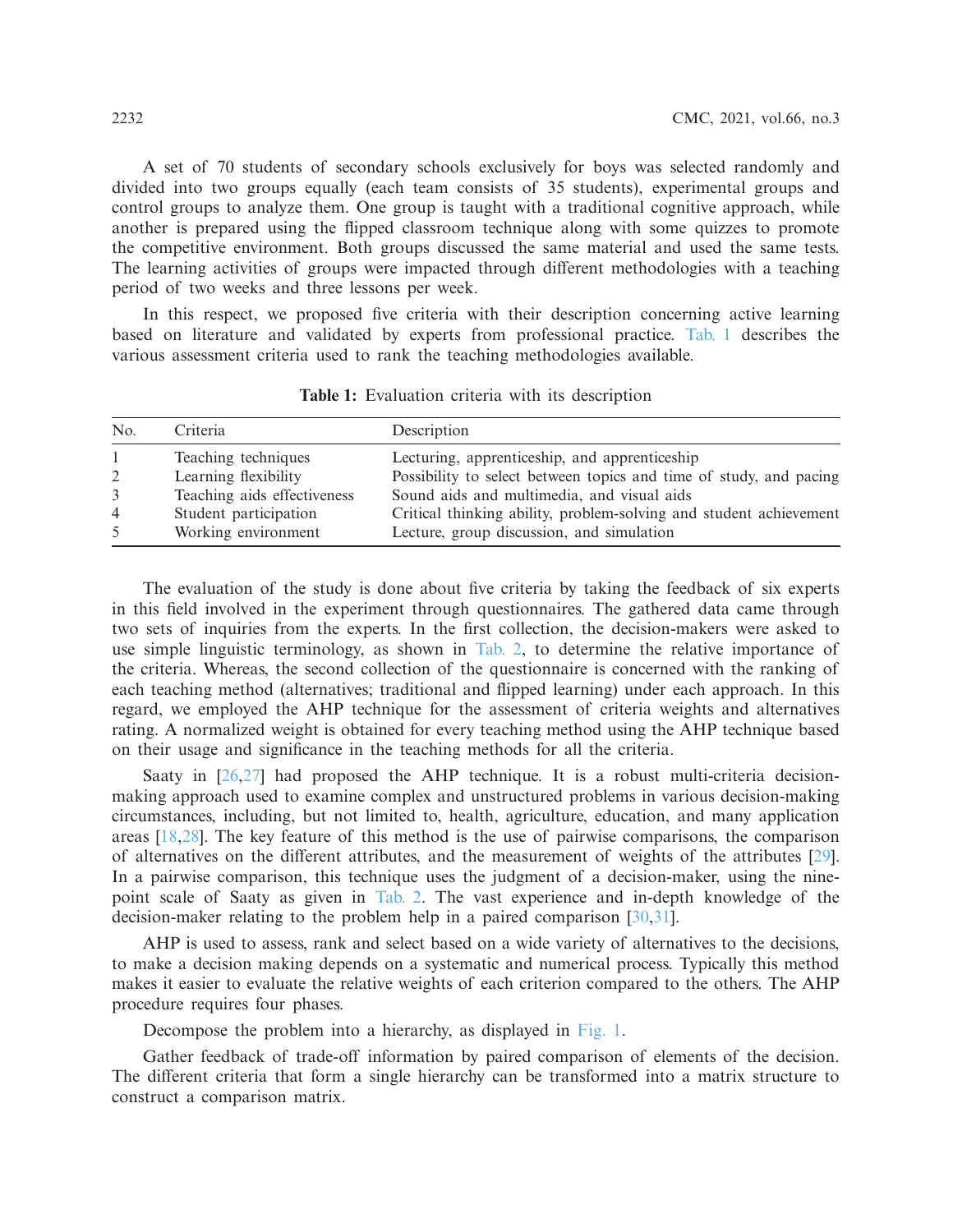A set of 70 students of secondary schools exclusively for boys was selected randomly and divided into two groups equally (each team consists of 35 students), experimental groups and control groups to analyze them. One group is taught with a traditional cognitive approach, while another is prepared using the flipped classroom technique along with some quizzes to promote the competitive environment. Both groups discussed the same material and used the same tests. The learning activities of groups were impacted through different methodologies with a teaching period of two weeks and three lessons per week.

In this respect, we proposed five criteria with their description concerning active learning based on literature and validated by experts from professional practice. Tab. 1 describes the various assessment criteria used to rank the teaching methodologies available.

**Table 1:** Evaluation criteria with its description

| No. | Criteria | Description |
|---|---|---|
| 1 | Teaching techniques | Lecturing, apprenticeship, and apprenticeship |
| 2 | Learning flexibility | Possibility to select between topics and time of study, and pacing |
| 3 | Teaching aids effectiveness | Sound aids and multimedia, and visual aids |
| 4 | Student participation | Critical thinking ability, problem-solving and student achievement |
| 5 | Working environment | Lecture, group discussion, and simulation |

The evaluation of the study is done about five criteria by taking the feedback of six experts in this field involved in the experiment through questionnaires. The gathered data came through two sets of inquiries from the experts. In the first collection, the decision-makers were asked to use simple linguistic terminology, as shown in Tab. 2, to determine the relative importance of the criteria. Whereas, the second collection of the questionnaire is concerned with the ranking of each teaching method (alternatives; traditional and flipped learning) under each approach. In this regard, we employed the AHP technique for the assessment of criteria weights and alternatives rating. A normalized weight is obtained for every teaching method using the AHP technique based on their usage and significance in the teaching methods for all the criteria.

Saaty in [26,27] had proposed the AHP technique. It is a robust multi-criteria decision-making approach used to examine complex and unstructured problems in various decision-making circumstances, including, but not limited to, health, agriculture, education, and many application areas [18,28]. The key feature of this method is the use of pairwise comparisons, the comparison of alternatives on the different attributes, and the measurement of weights of the attributes [29]. In a pairwise comparison, this technique uses the judgment of a decision-maker, using the nine-point scale of Saaty as given in Tab. 2. The vast experience and in-depth knowledge of the decision-maker relating to the problem help in a paired comparison [30,31].

AHP is used to assess, rank and select based on a wide variety of alternatives to the decisions, to make a decision making depends on a systematic and numerical process. Typically this method makes it easier to evaluate the relative weights of each criterion compared to the others. The AHP procedure requires four phases.

Decompose the problem into a hierarchy, as displayed in Fig. 1.

Gather feedback of trade-off information by paired comparison of elements of the decision. The different criteria that form a single hierarchy can be transformed into a matrix structure to construct a comparison matrix.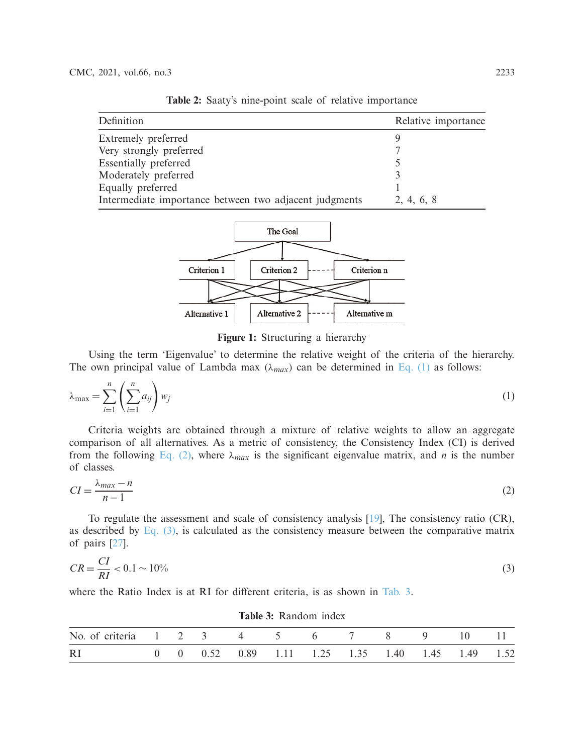**Table 2:** Saaty's nine-point scale of relative importance

| Definition | Relative importance |
|---|---|
| Extremely preferred | 9 |
| Very strongly preferred | 7 |
| Essentially preferred | 5 |
| Moderately preferred | 3 |
| Equally preferred | 1 |
| Intermediate importance between two adjacent judgments | 2, 4, 6, 8 |

**Figure 1:** Structuring a hierarchy

Using the term 'Eigenvalue' to determine the relative weight of the criteria of the hierarchy. The own principal value of Lambda max ($\lambda_{max}$) can be determined in Eq. (1) as follows:

$$\lambda_{\max} = \sum_{i=1}^{n} \left( \sum_{i=1}^{n} a_{ij} \right) w_j \tag{1}$$

Criteria weights are obtained through a mixture of relative weights to allow an aggregate comparison of all alternatives. As a metric of consistency, the Consistency Index (CI) is derived from the following Eq. (2), where $\lambda_{max}$ is the significant eigenvalue matrix, and $n$ is the number of classes.

$$CI = \frac{\lambda_{max} - n}{n - 1} \tag{2}$$

To regulate the assessment and scale of consistency analysis [19], The consistency ratio (CR), as described by Eq. (3), is calculated as the consistency measure between the comparative matrix of pairs [27].

$$CR = \frac{CI}{RI} < 0.1 \sim 10\% \tag{3}$$

where the Ratio Index is at RI for different criteria, is as shown in Tab. 3.

**Table 3:** Random index

| No. of criteria | 1 | 2 | 3 | 4 | 5 | 6 | 7 | 8 | 9 | 10 | 11 |
|---|---|---|---|---|---|---|---|---|---|---|---|
| RI | 0 | 0 | 0.52 | 0.89 | 1.11 | 1.25 | 1.35 | 1.40 | 1.45 | 1.49 | 1.52 |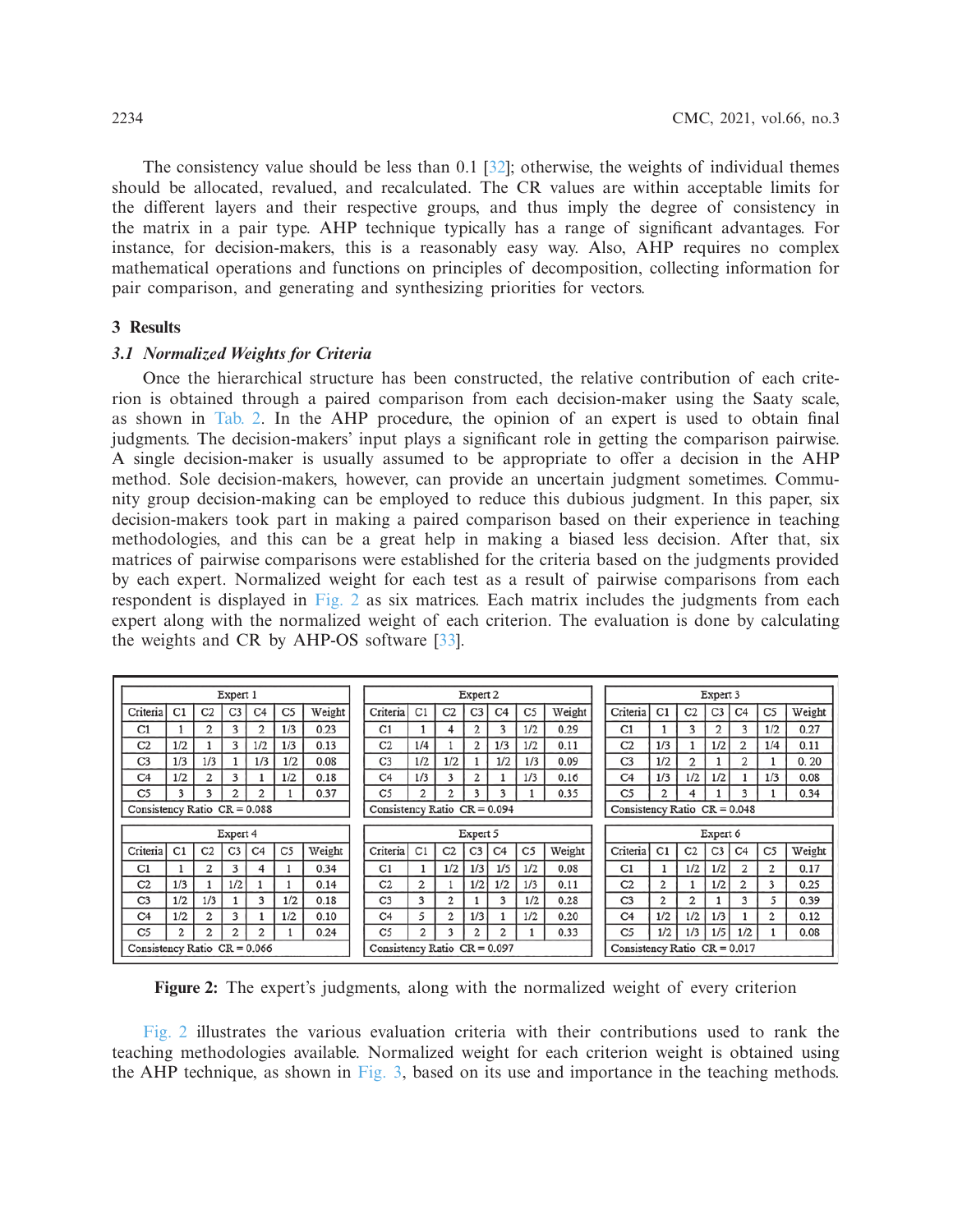The consistency value should be less than 0.1 [32]; otherwise, the weights of individual themes should be allocated, revalued, and recalculated. The CR values are within acceptable limits for the different layers and their respective groups, and thus imply the degree of consistency in the matrix in a pair type. AHP technique typically has a range of significant advantages. For instance, for decision-makers, this is a reasonably easy way. Also, AHP requires no complex mathematical operations and functions on principles of decomposition, collecting information for pair comparison, and generating and synthesizing priorities for vectors.

## 3 Results

### *3.1 Normalized Weights for Criteria*

Once the hierarchical structure has been constructed, the relative contribution of each criterion is obtained through a paired comparison from each decision-maker using the Saaty scale, as shown in Tab. 2. In the AHP procedure, the opinion of an expert is used to obtain final judgments. The decision-makers' input plays a significant role in getting the comparison pairwise. A single decision-maker is usually assumed to be appropriate to offer a decision in the AHP method. Sole decision-makers, however, can provide an uncertain judgment sometimes. Community group decision-making can be employed to reduce this dubious judgment. In this paper, six decision-makers took part in making a paired comparison based on their experience in teaching methodologies, and this can be a great help in making a biased less decision. After that, six matrices of pairwise comparisons were established for the criteria based on the judgments provided by each expert. Normalized weight for each test as a result of pairwise comparisons from each respondent is displayed in Fig. 2 as six matrices. Each matrix includes the judgments from each expert along with the normalized weight of each criterion. The evaluation is done by calculating the weights and CR by AHP-OS software [33].

**Expert 1**

| Criteria | C1 | C2 | C3 | C4 | C5 | Weight |
|---|---|---|---|---|---|---|
| C1 | 1 | 2 | 3 | 2 | 1/3 | 0.23 |
| C2 | 1/2 | 1 | 3 | 1/2 | 1/3 | 0.13 |
| C3 | 1/3 | 1/3 | 1 | 1/3 | 1/2 | 0.08 |
| C4 | 1/2 | 2 | 3 | 1 | 1/2 | 0.18 |
| C5 | 3 | 3 | 2 | 2 | 1 | 0.37 |
| Consistency Ratio CR = 0.088 | | | | | | |

**Expert 2**

| Criteria | C1 | C2 | C3 | C4 | C5 | Weight |
|---|---|---|---|---|---|---|
| C1 | 1 | 4 | 2 | 3 | 1/2 | 0.29 |
| C2 | 1/4 | 1 | 2 | 1/3 | 1/2 | 0.11 |
| C3 | 1/2 | 1/2 | 1 | 1/2 | 1/3 | 0.09 |
| C4 | 1/3 | 3 | 2 | 1 | 1/3 | 0.16 |
| C5 | 2 | 2 | 3 | 3 | 1 | 0.35 |
| Consistency Ratio CR = 0.094 | | | | | | |

**Expert 3**

| Criteria | C1 | C2 | C3 | C4 | C5 | Weight |
|---|---|---|---|---|---|---|
| C1 | 1 | 3 | 2 | 3 | 1/2 | 0.27 |
| C2 | 1/3 | 1 | 1/2 | 2 | 1/4 | 0.11 |
| C3 | 1/2 | 2 | 1 | 2 | 1 | 0. 20 |
| C4 | 1/3 | 1/2 | 1/2 | 1 | 1/3 | 0.08 |
| C5 | 2 | 4 | 1 | 3 | 1 | 0.34 |
| Consistency Ratio CR = 0.048 | | | | | | |

**Expert 4**

| Criteria | C1 | C2 | C3 | C4 | C5 | Weight |
|---|---|---|---|---|---|---|
| C1 | 1 | 2 | 3 | 4 | 1 | 0.34 |
| C2 | 1/3 | 1 | 1/2 | 1 | 1 | 0.14 |
| C3 | 1/2 | 1/3 | 1 | 3 | 1/2 | 0.18 |
| C4 | 1/2 | 2 | 3 | 1 | 1/2 | 0.10 |
| C5 | 2 | 2 | 2 | 2 | 1 | 0.24 |
| Consistency Ratio CR = 0.066 | | | | | | |

**Expert 5**

| Criteria | C1 | C2 | C3 | C4 | C5 | Weight |
|---|---|---|---|---|---|---|
| C1 | 1 | 1/2 | 1/3 | 1/5 | 1/2 | 0.08 |
| C2 | 2 | 1 | 1/2 | 1/2 | 1/3 | 0.11 |
| C3 | 3 | 2 | 1 | 3 | 1/2 | 0.28 |
| C4 | 5 | 2 | 1/3 | 1 | 1/2 | 0.20 |
| C5 | 2 | 3 | 2 | 2 | 1 | 0.33 |
| Consistency Ratio CR = 0.097 | | | | | | |

**Expert 6**

| Criteria | C1 | C2 | C3 | C4 | C5 | Weight |
|---|---|---|---|---|---|---|
| C1 | 1 | 1/2 | 1/2 | 2 | 2 | 0.17 |
| C2 | 2 | 1 | 1/2 | 2 | 3 | 0.25 |
| C3 | 2 | 2 | 1 | 3 | 5 | 0.39 |
| C4 | 1/2 | 1/2 | 1/3 | 1 | 2 | 0.12 |
| C5 | 1/2 | 1/3 | 1/5 | 1/2 | 1 | 0.08 |
| Consistency Ratio CR = 0.017 | | | | | | |

**Figure 2:** The expert's judgments, along with the normalized weight of every criterion

Fig. 2 illustrates the various evaluation criteria with their contributions used to rank the teaching methodologies available. Normalized weight for each criterion weight is obtained using the AHP technique, as shown in Fig. 3, based on its use and importance in the teaching methods.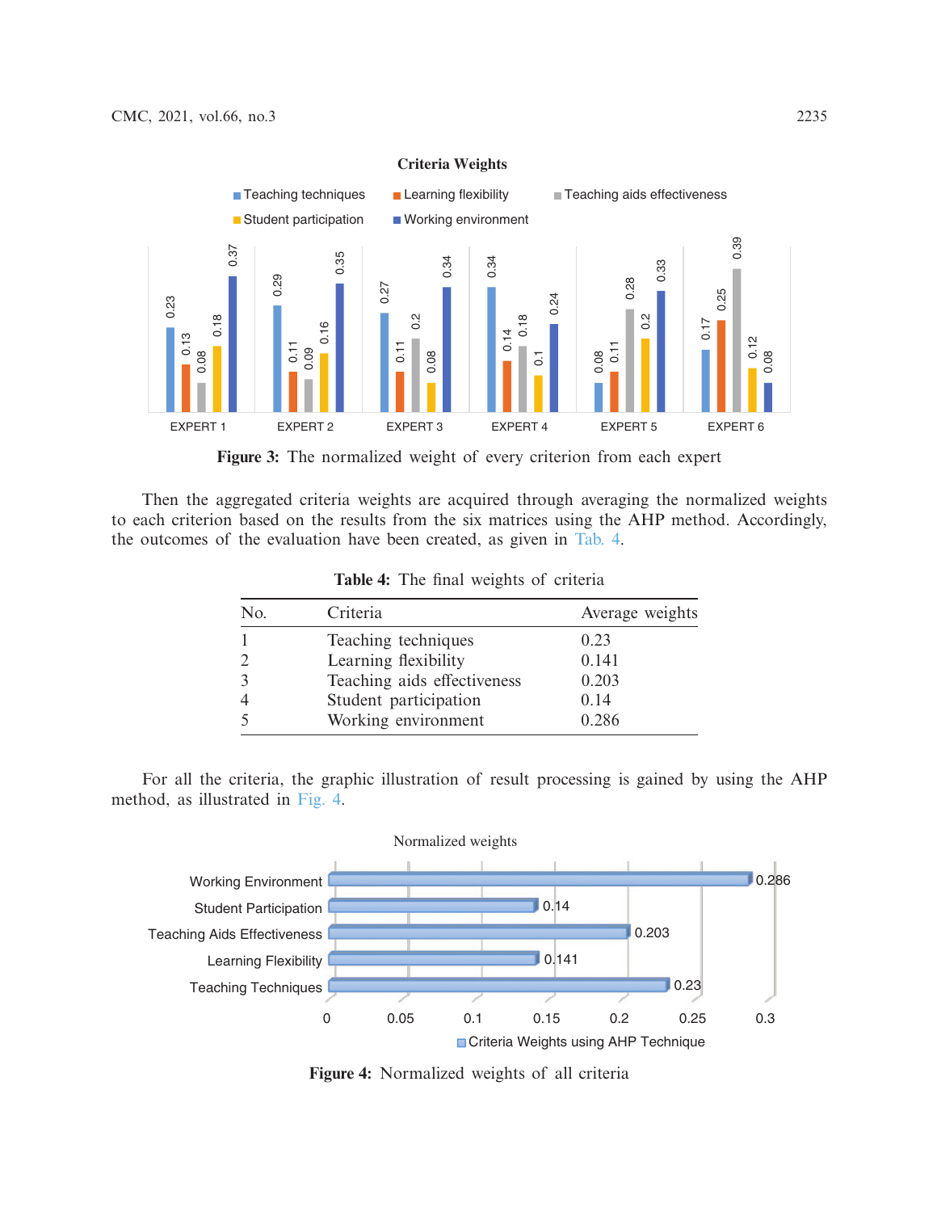**Figure 3:** The normalized weight of every criterion from each expert

Then the aggregated criteria weights are acquired through averaging the normalized weights to each criterion based on the results from the six matrices using the AHP method. Accordingly, the outcomes of the evaluation have been created, as given in Tab. 4.

**Table 4:** The final weights of criteria

| No. | Criteria | Average weights |
|---|---|---|
| 1 | Teaching techniques | 0.23 |
| 2 | Learning flexibility | 0.141 |
| 3 | Teaching aids effectiveness | 0.203 |
| 4 | Student participation | 0.14 |
| 5 | Working environment | 0.286 |

For all the criteria, the graphic illustration of result processing is gained by using the AHP method, as illustrated in Fig. 4.

**Figure 4:** Normalized weights of all criteria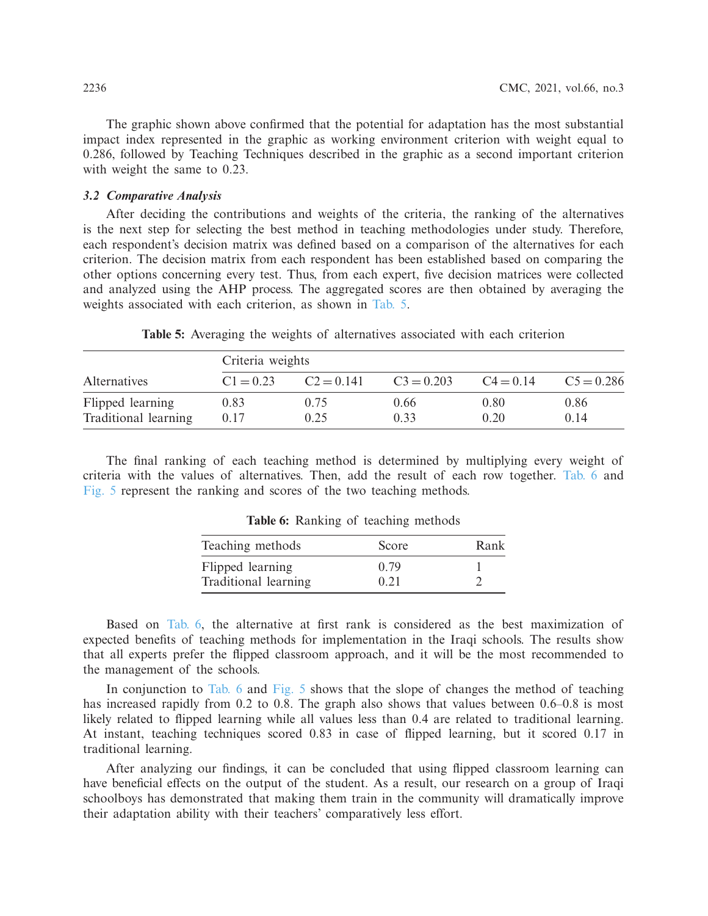The graphic shown above confirmed that the potential for adaptation has the most substantial impact index represented in the graphic as working environment criterion with weight equal to 0.286, followed by Teaching Techniques described in the graphic as a second important criterion with weight the same to 0.23.

### *3.2 Comparative Analysis*

After deciding the contributions and weights of the criteria, the ranking of the alternatives is the next step for selecting the best method in teaching methodologies under study. Therefore, each respondent's decision matrix was defined based on a comparison of the alternatives for each criterion. The decision matrix from each respondent has been established based on comparing the other options concerning every test. Thus, from each expert, five decision matrices were collected and analyzed using the AHP process. The aggregated scores are then obtained by averaging the weights associated with each criterion, as shown in Tab. 5.

**Table 5:** Averaging the weights of alternatives associated with each criterion

| Alternatives | Criteria weights | | | | |
|---|---|---|---|---|---|
| | C1 = 0.23 | C2 = 0.141 | C3 = 0.203 | C4 = 0.14 | C5 = 0.286 |
| Flipped learning | 0.83 | 0.75 | 0.66 | 0.80 | 0.86 |
| Traditional learning | 0.17 | 0.25 | 0.33 | 0.20 | 0.14 |

The final ranking of each teaching method is determined by multiplying every weight of criteria with the values of alternatives. Then, add the result of each row together. Tab. 6 and Fig. 5 represent the ranking and scores of the two teaching methods.

**Table 6:** Ranking of teaching methods

| Teaching methods | Score | Rank |
|---|---|---|
| Flipped learning | 0.79 | 1 |
| Traditional learning | 0.21 | 2 |

Based on Tab. 6, the alternative at first rank is considered as the best maximization of expected benefits of teaching methods for implementation in the Iraqi schools. The results show that all experts prefer the flipped classroom approach, and it will be the most recommended to the management of the schools.

In conjunction to Tab. 6 and Fig. 5 shows that the slope of changes the method of teaching has increased rapidly from 0.2 to 0.8. The graph also shows that values between 0.6–0.8 is most likely related to flipped learning while all values less than 0.4 are related to traditional learning. At instant, teaching techniques scored 0.83 in case of flipped learning, but it scored 0.17 in traditional learning.

After analyzing our findings, it can be concluded that using flipped classroom learning can have beneficial effects on the output of the student. As a result, our research on a group of Iraqi schoolboys has demonstrated that making them train in the community will dramatically improve their adaptation ability with their teachers' comparatively less effort.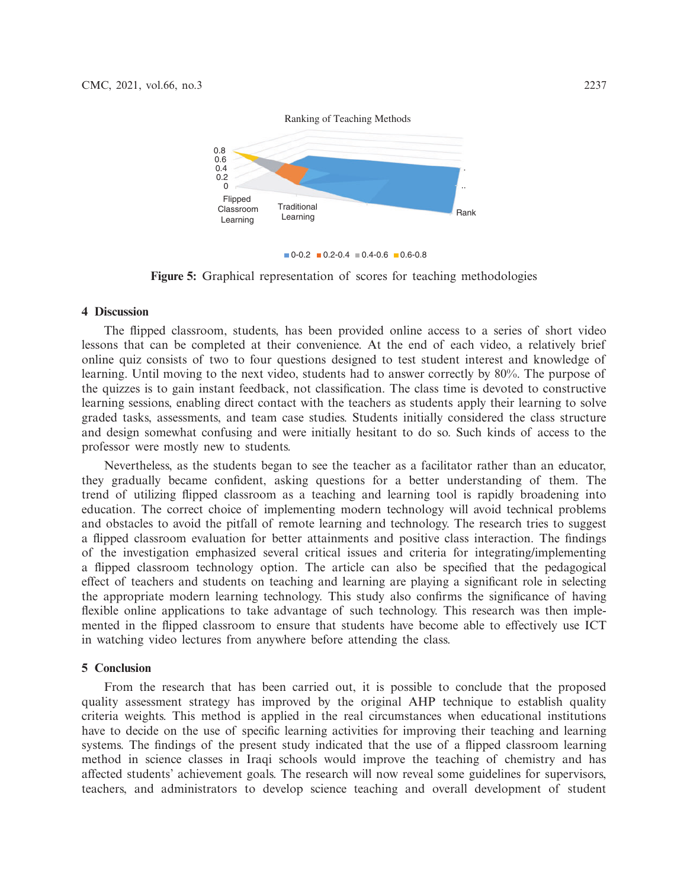**Figure 5:** Graphical representation of scores for teaching methodologies

## 4 Discussion

The flipped classroom, students, has been provided online access to a series of short video lessons that can be completed at their convenience. At the end of each video, a relatively brief online quiz consists of two to four questions designed to test student interest and knowledge of learning. Until moving to the next video, students had to answer correctly by 80%. The purpose of the quizzes is to gain instant feedback, not classification. The class time is devoted to constructive learning sessions, enabling direct contact with the teachers as students apply their learning to solve graded tasks, assessments, and team case studies. Students initially considered the class structure and design somewhat confusing and were initially hesitant to do so. Such kinds of access to the professor were mostly new to students.

Nevertheless, as the students began to see the teacher as a facilitator rather than an educator, they gradually became confident, asking questions for a better understanding of them. The trend of utilizing flipped classroom as a teaching and learning tool is rapidly broadening into education. The correct choice of implementing modern technology will avoid technical problems and obstacles to avoid the pitfall of remote learning and technology. The research tries to suggest a flipped classroom evaluation for better attainments and positive class interaction. The findings of the investigation emphasized several critical issues and criteria for integrating/implementing a flipped classroom technology option. The article can also be specified that the pedagogical effect of teachers and students on teaching and learning are playing a significant role in selecting the appropriate modern learning technology. This study also confirms the significance of having flexible online applications to take advantage of such technology. This research was then implemented in the flipped classroom to ensure that students have become able to effectively use ICT in watching video lectures from anywhere before attending the class.

## 5 Conclusion

From the research that has been carried out, it is possible to conclude that the proposed quality assessment strategy has improved by the original AHP technique to establish quality criteria weights. This method is applied in the real circumstances when educational institutions have to decide on the use of specific learning activities for improving their teaching and learning systems. The findings of the present study indicated that the use of a flipped classroom learning method in science classes in Iraqi schools would improve the teaching of chemistry and has affected students' achievement goals. The research will now reveal some guidelines for supervisors, teachers, and administrators to develop science teaching and overall development of student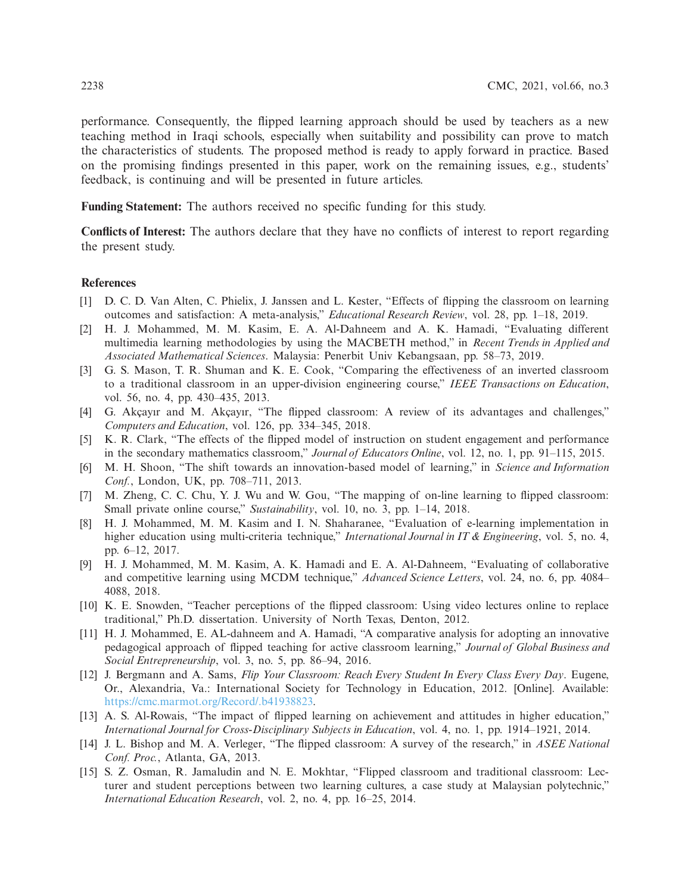performance. Consequently, the flipped learning approach should be used by teachers as a new teaching method in Iraqi schools, especially when suitability and possibility can prove to match the characteristics of students. The proposed method is ready to apply forward in practice. Based on the promising findings presented in this paper, work on the remaining issues, e.g., students' feedback, is continuing and will be presented in future articles.

**Funding Statement:** The authors received no specific funding for this study.

**Conflicts of Interest:** The authors declare that they have no conflicts of interest to report regarding the present study.

## References

[1] D. C. D. Van Alten, C. Phielix, J. Janssen and L. Kester, "Effects of flipping the classroom on learning outcomes and satisfaction: A meta-analysis," *Educational Research Review*, vol. 28, pp. 1–18, 2019.

[2] H. J. Mohammed, M. M. Kasim, E. A. Al-Dahneem and A. K. Hamadi, "Evaluating different multimedia learning methodologies by using the MACBETH method," in *Recent Trends in Applied and Associated Mathematical Sciences*. Malaysia: Penerbit Univ Kebangsaan, pp. 58–73, 2019.

[3] G. S. Mason, T. R. Shuman and K. E. Cook, "Comparing the effectiveness of an inverted classroom to a traditional classroom in an upper-division engineering course," *IEEE Transactions on Education*, vol. 56, no. 4, pp. 430–435, 2013.

[4] G. Akçayır and M. Akçayır, "The flipped classroom: A review of its advantages and challenges," *Computers and Education*, vol. 126, pp. 334–345, 2018.

[5] K. R. Clark, "The effects of the flipped model of instruction on student engagement and performance in the secondary mathematics classroom," *Journal of Educators Online*, vol. 12, no. 1, pp. 91–115, 2015.

[6] M. H. Shoon, "The shift towards an innovation-based model of learning," in *Science and Information Conf.*, London, UK, pp. 708–711, 2013.

[7] M. Zheng, C. C. Chu, Y. J. Wu and W. Gou, "The mapping of on-line learning to flipped classroom: Small private online course," *Sustainability*, vol. 10, no. 3, pp. 1–14, 2018.

[8] H. J. Mohammed, M. M. Kasim and I. N. Shaharanee, "Evaluation of e-learning implementation in higher education using multi-criteria technique," *International Journal in IT & Engineering*, vol. 5, no. 4, pp. 6–12, 2017.

[9] H. J. Mohammed, M. M. Kasim, A. K. Hamadi and E. A. Al-Dahneem, "Evaluating of collaborative and competitive learning using MCDM technique," *Advanced Science Letters*, vol. 24, no. 6, pp. 4084–4088, 2018.

[10] K. E. Snowden, "Teacher perceptions of the flipped classroom: Using video lectures online to replace traditional," Ph.D. dissertation. University of North Texas, Denton, 2012.

[11] H. J. Mohammed, E. AL-dahneem and A. Hamadi, "A comparative analysis for adopting an innovative pedagogical approach of flipped teaching for active classroom learning," *Journal of Global Business and Social Entrepreneurship*, vol. 3, no. 5, pp. 86–94, 2016.

[12] J. Bergmann and A. Sams, *Flip Your Classroom: Reach Every Student In Every Class Every Day*. Eugene, Or., Alexandria, Va.: International Society for Technology in Education, 2012. [Online]. Available: https://cmc.marmot.org/Record/.b41938823.

[13] A. S. Al-Rowais, "The impact of flipped learning on achievement and attitudes in higher education," *International Journal for Cross-Disciplinary Subjects in Education*, vol. 4, no. 1, pp. 1914–1921, 2014.

[14] J. L. Bishop and M. A. Verleger, "The flipped classroom: A survey of the research," in *ASEE National Conf. Proc.*, Atlanta, GA, 2013.

[15] S. Z. Osman, R. Jamaludin and N. E. Mokhtar, "Flipped classroom and traditional classroom: Lecturer and student perceptions between two learning cultures, a case study at Malaysian polytechnic," *International Education Research*, vol. 2, no. 4, pp. 16–25, 2014.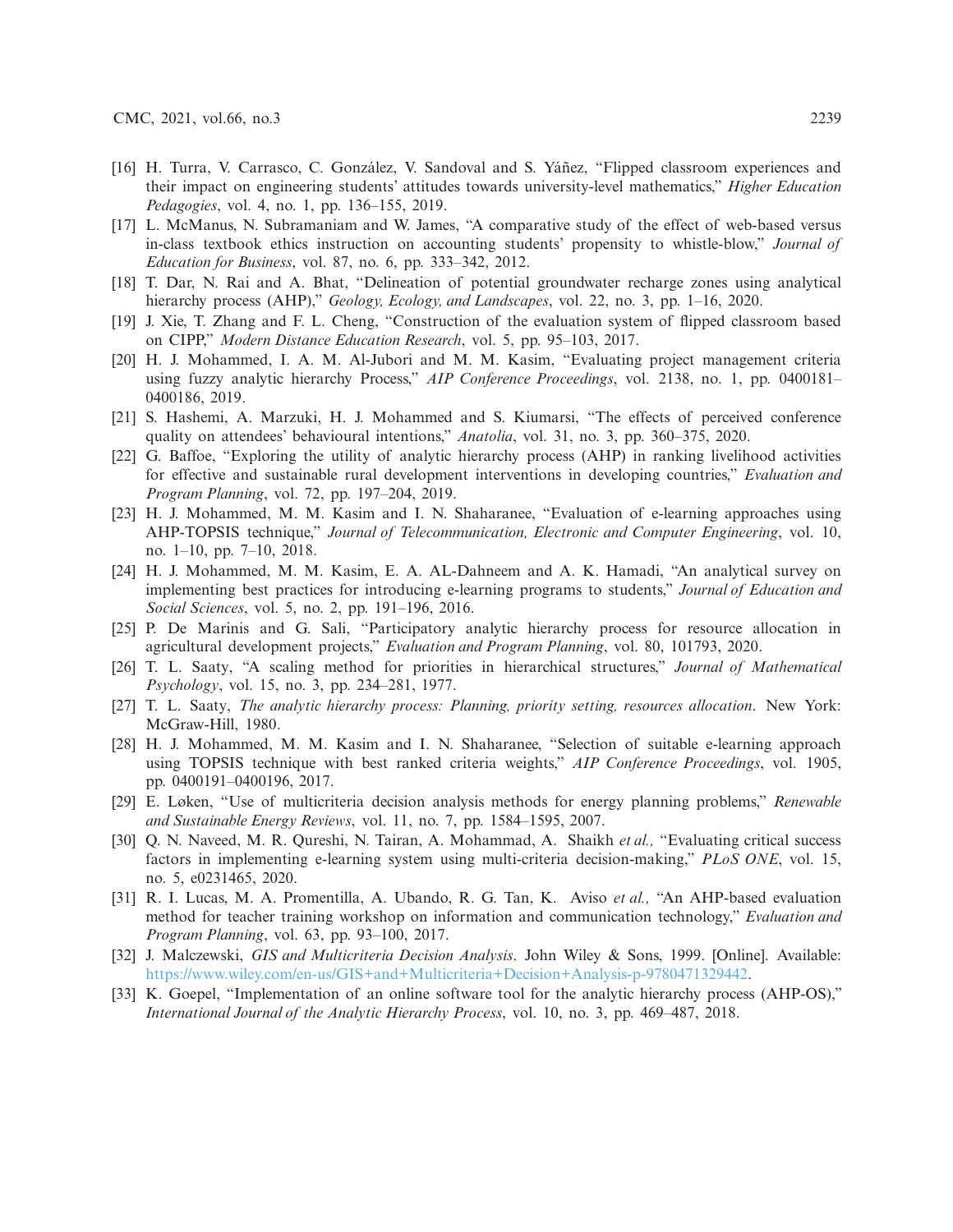[16] H. Turra, V. Carrasco, C. González, V. Sandoval and S. Yáñez, "Flipped classroom experiences and their impact on engineering students' attitudes towards university-level mathematics," *Higher Education Pedagogies*, vol. 4, no. 1, pp. 136–155, 2019.

[17] L. McManus, N. Subramaniam and W. James, "A comparative study of the effect of web-based versus in-class textbook ethics instruction on accounting students' propensity to whistle-blow," *Journal of Education for Business*, vol. 87, no. 6, pp. 333–342, 2012.

[18] T. Dar, N. Rai and A. Bhat, "Delineation of potential groundwater recharge zones using analytical hierarchy process (AHP)," *Geology, Ecology, and Landscapes*, vol. 22, no. 3, pp. 1–16, 2020.

[19] J. Xie, T. Zhang and F. L. Cheng, "Construction of the evaluation system of flipped classroom based on CIPP," *Modern Distance Education Research*, vol. 5, pp. 95–103, 2017.

[20] H. J. Mohammed, I. A. M. Al-Jubori and M. M. Kasim, "Evaluating project management criteria using fuzzy analytic hierarchy Process," *AIP Conference Proceedings*, vol. 2138, no. 1, pp. 0400181–0400186, 2019.

[21] S. Hashemi, A. Marzuki, H. J. Mohammed and S. Kiumarsi, "The effects of perceived conference quality on attendees' behavioural intentions," *Anatolia*, vol. 31, no. 3, pp. 360–375, 2020.

[22] G. Baffoe, "Exploring the utility of analytic hierarchy process (AHP) in ranking livelihood activities for effective and sustainable rural development interventions in developing countries," *Evaluation and Program Planning*, vol. 72, pp. 197–204, 2019.

[23] H. J. Mohammed, M. M. Kasim and I. N. Shaharanee, "Evaluation of e-learning approaches using AHP-TOPSIS technique," *Journal of Telecommunication, Electronic and Computer Engineering*, vol. 10, no. 1–10, pp. 7–10, 2018.

[24] H. J. Mohammed, M. M. Kasim, E. A. AL-Dahneem and A. K. Hamadi, "An analytical survey on implementing best practices for introducing e-learning programs to students," *Journal of Education and Social Sciences*, vol. 5, no. 2, pp. 191–196, 2016.

[25] P. De Marinis and G. Sali, "Participatory analytic hierarchy process for resource allocation in agricultural development projects," *Evaluation and Program Planning*, vol. 80, 101793, 2020.

[26] T. L. Saaty, "A scaling method for priorities in hierarchical structures," *Journal of Mathematical Psychology*, vol. 15, no. 3, pp. 234–281, 1977.

[27] T. L. Saaty, *The analytic hierarchy process: Planning, priority setting, resources allocation*. New York: McGraw-Hill, 1980.

[28] H. J. Mohammed, M. M. Kasim and I. N. Shaharanee, "Selection of suitable e-learning approach using TOPSIS technique with best ranked criteria weights," *AIP Conference Proceedings*, vol. 1905, pp. 0400191–0400196, 2017.

[29] E. Løken, "Use of multicriteria decision analysis methods for energy planning problems," *Renewable and Sustainable Energy Reviews*, vol. 11, no. 7, pp. 1584–1595, 2007.

[30] Q. N. Naveed, M. R. Qureshi, N. Tairan, A. Mohammad, A. Shaikh *et al.,* "Evaluating critical success factors in implementing e-learning system using multi-criteria decision-making," *PLoS ONE*, vol. 15, no. 5, e0231465, 2020.

[31] R. I. Lucas, M. A. Promentilla, A. Ubando, R. G. Tan, K. Aviso *et al.,* "An AHP-based evaluation method for teacher training workshop on information and communication technology," *Evaluation and Program Planning*, vol. 63, pp. 93–100, 2017.

[32] J. Malczewski, *GIS and Multicriteria Decision Analysis*. John Wiley & Sons, 1999. [Online]. Available: https://www.wiley.com/en-us/GIS+and+Multicriteria+Decision+Analysis-p-9780471329442.

[33] K. Goepel, "Implementation of an online software tool for the analytic hierarchy process (AHP-OS)," *International Journal of the Analytic Hierarchy Process*, vol. 10, no. 3, pp. 469–487, 2018.